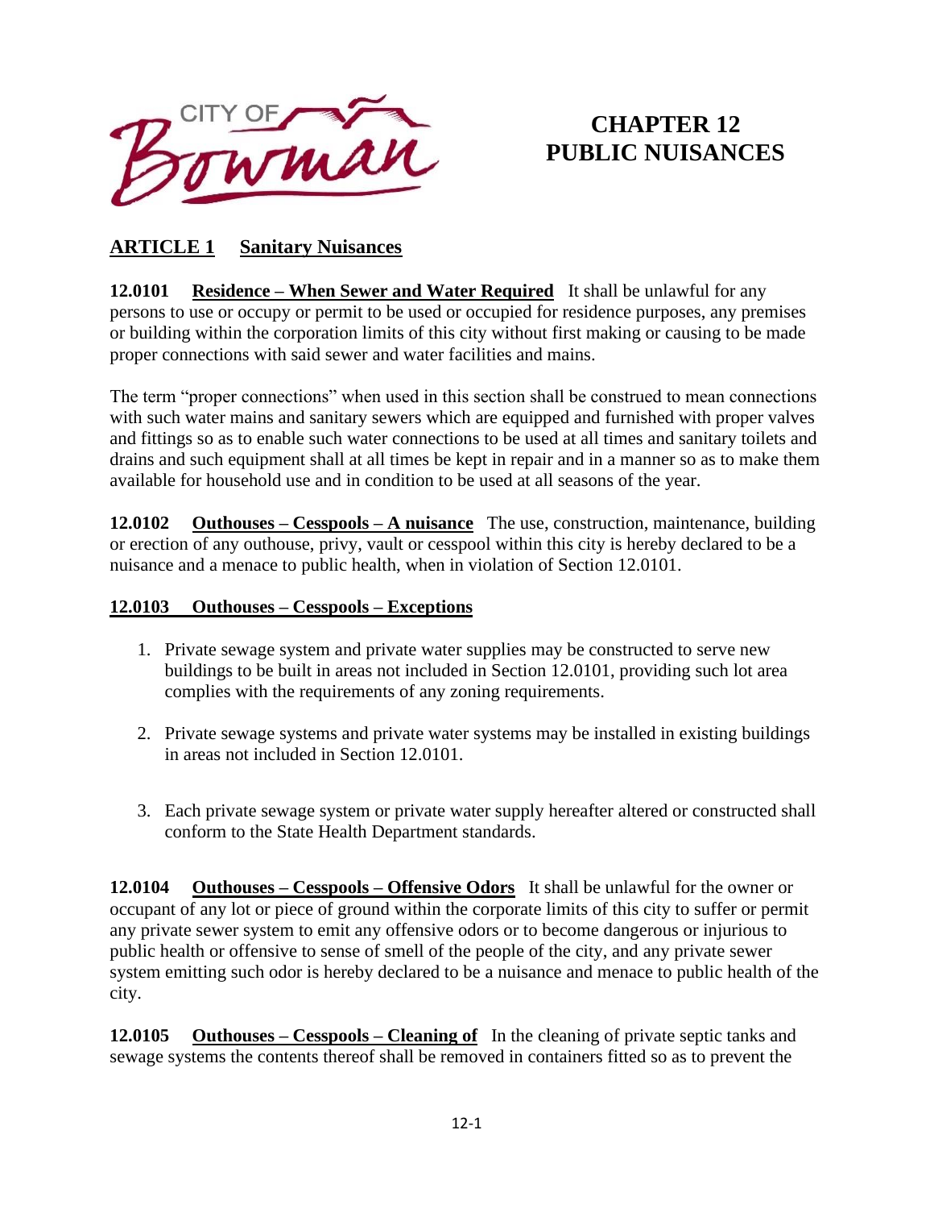# CHAPTER 12
# PUBLIC NUISANCES

## ARTICLE 1 Sanitary Nuisances

**12.0101 Residence – When Sewer and Water Required** It shall be unlawful for any persons to use or occupy or permit to be used or occupied for residence purposes, any premises or building within the corporation limits of this city without first making or causing to be made proper connections with said sewer and water facilities and mains.

The term "proper connections" when used in this section shall be construed to mean connections with such water mains and sanitary sewers which are equipped and furnished with proper valves and fittings so as to enable such water connections to be used at all times and sanitary toilets and drains and such equipment shall at all times be kept in repair and in a manner so as to make them available for household use and in condition to be used at all seasons of the year.

**12.0102 Outhouses – Cesspools – A nuisance** The use, construction, maintenance, building or erection of any outhouse, privy, vault or cesspool within this city is hereby declared to be a nuisance and a menace to public health, when in violation of Section 12.0101.

**12.0103 Outhouses – Cesspools – Exceptions**

1. Private sewage system and private water supplies may be constructed to serve new buildings to be built in areas not included in Section 12.0101, providing such lot area complies with the requirements of any zoning requirements.

2. Private sewage systems and private water systems may be installed in existing buildings in areas not included in Section 12.0101.

3. Each private sewage system or private water supply hereafter altered or constructed shall conform to the State Health Department standards.

**12.0104 Outhouses – Cesspools – Offensive Odors** It shall be unlawful for the owner or occupant of any lot or piece of ground within the corporate limits of this city to suffer or permit any private sewer system to emit any offensive odors or to become dangerous or injurious to public health or offensive to sense of smell of the people of the city, and any private sewer system emitting such odor is hereby declared to be a nuisance and menace to public health of the city.

**12.0105 Outhouses – Cesspools – Cleaning of** In the cleaning of private septic tanks and sewage systems the contents thereof shall be removed in containers fitted so as to prevent the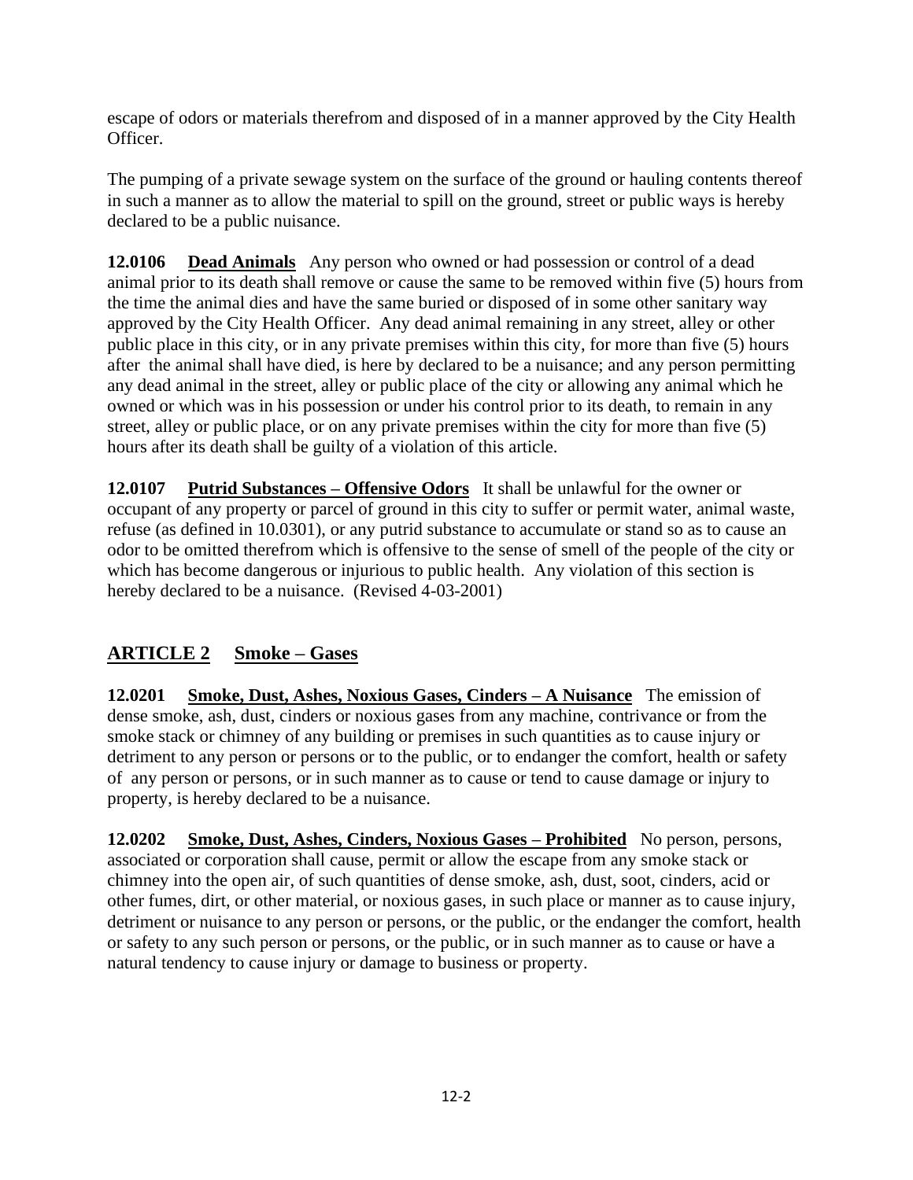escape of odors or materials therefrom and disposed of in a manner approved by the City Health Officer.

The pumping of a private sewage system on the surface of the ground or hauling contents thereof in such a manner as to allow the material to spill on the ground, street or public ways is hereby declared to be a public nuisance.

**12.0106 Dead Animals** Any person who owned or had possession or control of a dead animal prior to its death shall remove or cause the same to be removed within five (5) hours from the time the animal dies and have the same buried or disposed of in some other sanitary way approved by the City Health Officer. Any dead animal remaining in any street, alley or other public place in this city, or in any private premises within this city, for more than five (5) hours after the animal shall have died, is here by declared to be a nuisance; and any person permitting any dead animal in the street, alley or public place of the city or allowing any animal which he owned or which was in his possession or under his control prior to its death, to remain in any street, alley or public place, or on any private premises within the city for more than five (5) hours after its death shall be guilty of a violation of this article.

**12.0107 Putrid Substances – Offensive Odors** It shall be unlawful for the owner or occupant of any property or parcel of ground in this city to suffer or permit water, animal waste, refuse (as defined in 10.0301), or any putrid substance to accumulate or stand so as to cause an odor to be omitted therefrom which is offensive to the sense of smell of the people of the city or which has become dangerous or injurious to public health. Any violation of this section is hereby declared to be a nuisance. (Revised 4-03-2001)

## ARTICLE 2 Smoke – Gases

**12.0201 Smoke, Dust, Ashes, Noxious Gases, Cinders – A Nuisance** The emission of dense smoke, ash, dust, cinders or noxious gases from any machine, contrivance or from the smoke stack or chimney of any building or premises in such quantities as to cause injury or detriment to any person or persons or to the public, or to endanger the comfort, health or safety of any person or persons, or in such manner as to cause or tend to cause damage or injury to property, is hereby declared to be a nuisance.

**12.0202 Smoke, Dust, Ashes, Cinders, Noxious Gases – Prohibited** No person, persons, associated or corporation shall cause, permit or allow the escape from any smoke stack or chimney into the open air, of such quantities of dense smoke, ash, dust, soot, cinders, acid or other fumes, dirt, or other material, or noxious gases, in such place or manner as to cause injury, detriment or nuisance to any person or persons, or the public, or the endanger the comfort, health or safety to any such person or persons, or the public, or in such manner as to cause or have a natural tendency to cause injury or damage to business or property.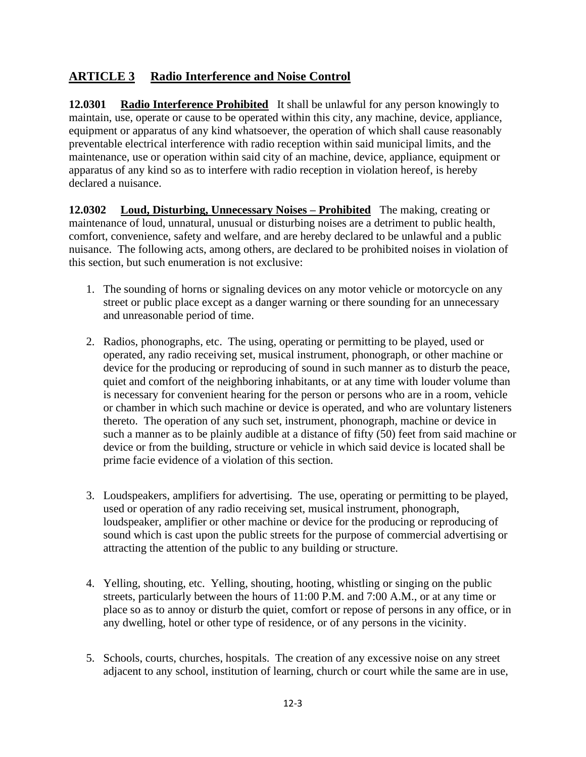## ARTICLE 3 Radio Interference and Noise Control

**12.0301 Radio Interference Prohibited** It shall be unlawful for any person knowingly to maintain, use, operate or cause to be operated within this city, any machine, device, appliance, equipment or apparatus of any kind whatsoever, the operation of which shall cause reasonably preventable electrical interference with radio reception within said municipal limits, and the maintenance, use or operation within said city of an machine, device, appliance, equipment or apparatus of any kind so as to interfere with radio reception in violation hereof, is hereby declared a nuisance.

**12.0302 Loud, Disturbing, Unnecessary Noises – Prohibited** The making, creating or maintenance of loud, unnatural, unusual or disturbing noises are a detriment to public health, comfort, convenience, safety and welfare, and are hereby declared to be unlawful and a public nuisance. The following acts, among others, are declared to be prohibited noises in violation of this section, but such enumeration is not exclusive:

1. The sounding of horns or signaling devices on any motor vehicle or motorcycle on any street or public place except as a danger warning or there sounding for an unnecessary and unreasonable period of time.

2. Radios, phonographs, etc. The using, operating or permitting to be played, used or operated, any radio receiving set, musical instrument, phonograph, or other machine or device for the producing or reproducing of sound in such manner as to disturb the peace, quiet and comfort of the neighboring inhabitants, or at any time with louder volume than is necessary for convenient hearing for the person or persons who are in a room, vehicle or chamber in which such machine or device is operated, and who are voluntary listeners thereto. The operation of any such set, instrument, phonograph, machine or device in such a manner as to be plainly audible at a distance of fifty (50) feet from said machine or device or from the building, structure or vehicle in which said device is located shall be prime facie evidence of a violation of this section.

3. Loudspeakers, amplifiers for advertising. The use, operating or permitting to be played, used or operation of any radio receiving set, musical instrument, phonograph, loudspeaker, amplifier or other machine or device for the producing or reproducing of sound which is cast upon the public streets for the purpose of commercial advertising or attracting the attention of the public to any building or structure.

4. Yelling, shouting, etc. Yelling, shouting, hooting, whistling or singing on the public streets, particularly between the hours of 11:00 P.M. and 7:00 A.M., or at any time or place so as to annoy or disturb the quiet, comfort or repose of persons in any office, or in any dwelling, hotel or other type of residence, or of any persons in the vicinity.

5. Schools, courts, churches, hospitals. The creation of any excessive noise on any street adjacent to any school, institution of learning, church or court while the same are in use,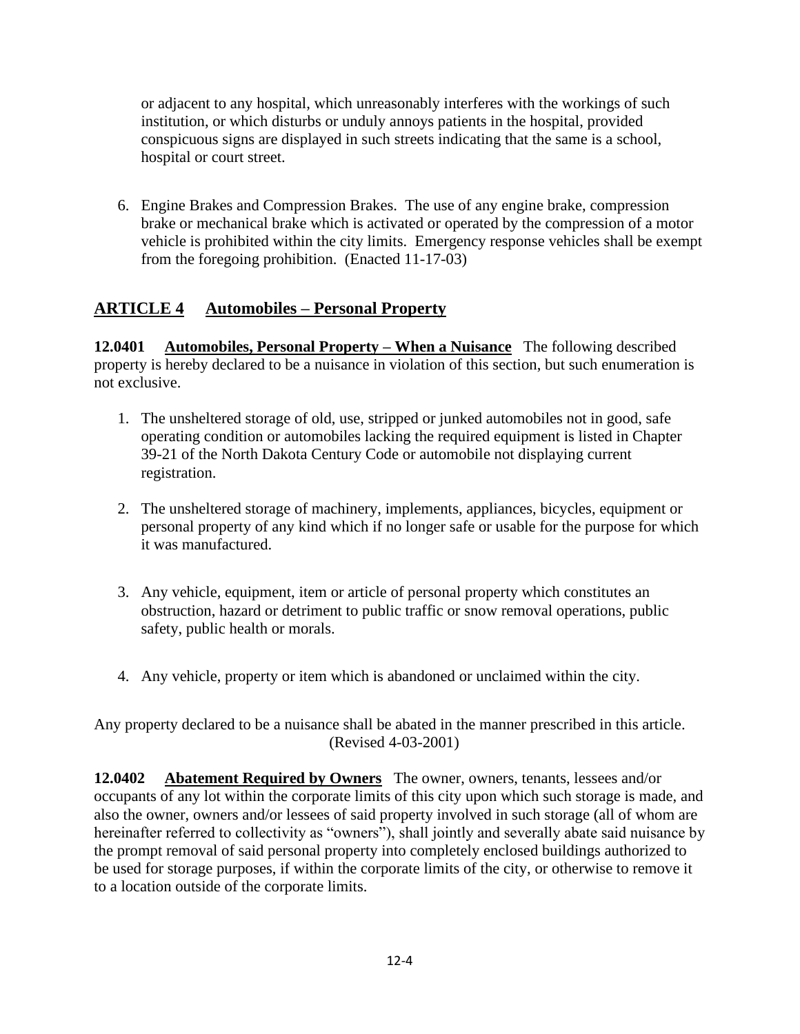or adjacent to any hospital, which unreasonably interferes with the workings of such institution, or which disturbs or unduly annoys patients in the hospital, provided conspicuous signs are displayed in such streets indicating that the same is a school, hospital or court street.

6. Engine Brakes and Compression Brakes. The use of any engine brake, compression brake or mechanical brake which is activated or operated by the compression of a motor vehicle is prohibited within the city limits. Emergency response vehicles shall be exempt from the foregoing prohibition. (Enacted 11-17-03)

## ARTICLE 4 Automobiles – Personal Property

**12.0401 Automobiles, Personal Property – When a Nuisance** The following described property is hereby declared to be a nuisance in violation of this section, but such enumeration is not exclusive.

1. The unsheltered storage of old, use, stripped or junked automobiles not in good, safe operating condition or automobiles lacking the required equipment is listed in Chapter 39-21 of the North Dakota Century Code or automobile not displaying current registration.

2. The unsheltered storage of machinery, implements, appliances, bicycles, equipment or personal property of any kind which if no longer safe or usable for the purpose for which it was manufactured.

3. Any vehicle, equipment, item or article of personal property which constitutes an obstruction, hazard or detriment to public traffic or snow removal operations, public safety, public health or morals.

4. Any vehicle, property or item which is abandoned or unclaimed within the city.

Any property declared to be a nuisance shall be abated in the manner prescribed in this article. (Revised 4-03-2001)

**12.0402 Abatement Required by Owners** The owner, owners, tenants, lessees and/or occupants of any lot within the corporate limits of this city upon which such storage is made, and also the owner, owners and/or lessees of said property involved in such storage (all of whom are hereinafter referred to collectivity as "owners"), shall jointly and severally abate said nuisance by the prompt removal of said personal property into completely enclosed buildings authorized to be used for storage purposes, if within the corporate limits of the city, or otherwise to remove it to a location outside of the corporate limits.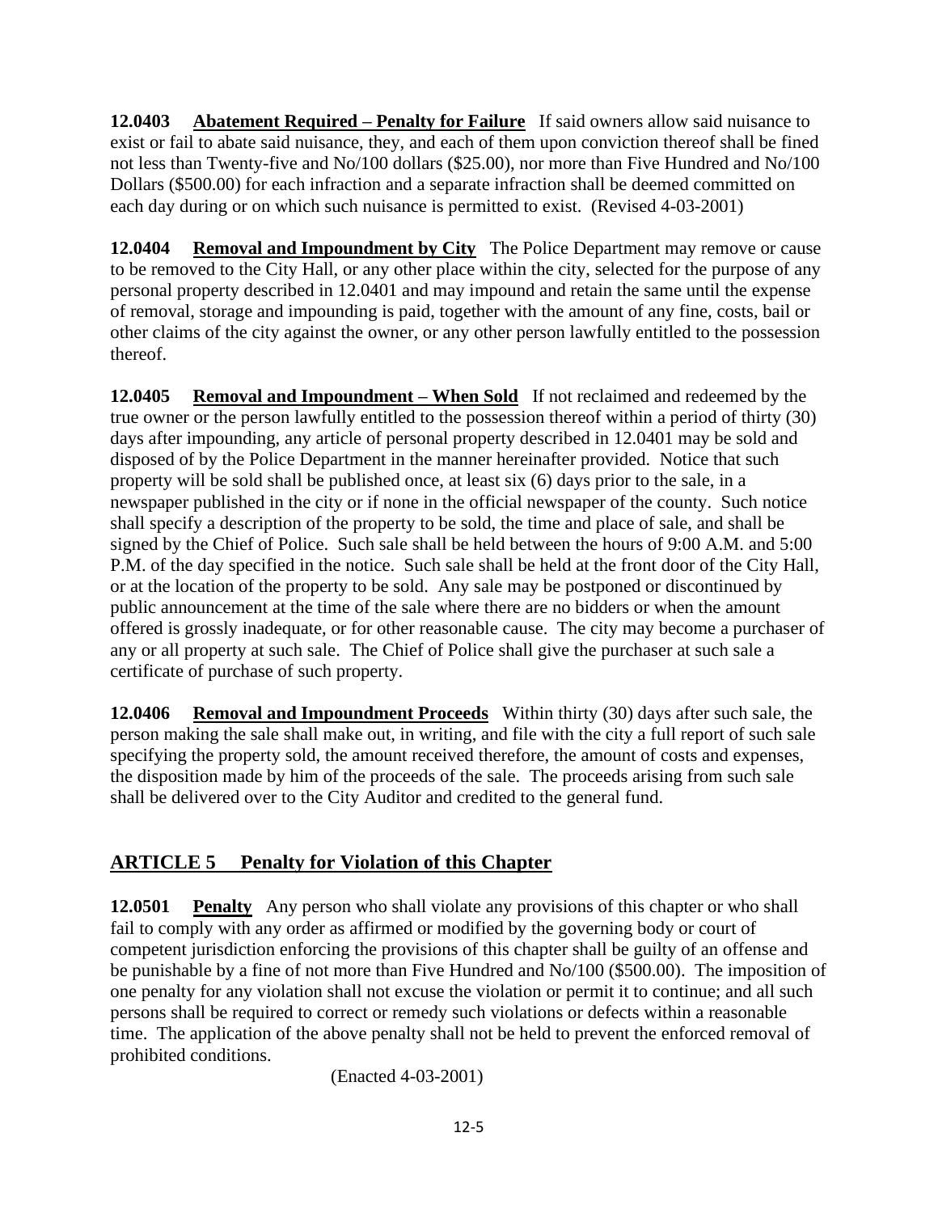**12.0403 Abatement Required – Penalty for Failure** If said owners allow said nuisance to exist or fail to abate said nuisance, they, and each of them upon conviction thereof shall be fined not less than Twenty-five and No/100 dollars ($25.00), nor more than Five Hundred and No/100 Dollars ($500.00) for each infraction and a separate infraction shall be deemed committed on each day during or on which such nuisance is permitted to exist. (Revised 4-03-2001)

**12.0404 Removal and Impoundment by City** The Police Department may remove or cause to be removed to the City Hall, or any other place within the city, selected for the purpose of any personal property described in 12.0401 and may impound and retain the same until the expense of removal, storage and impounding is paid, together with the amount of any fine, costs, bail or other claims of the city against the owner, or any other person lawfully entitled to the possession thereof.

**12.0405 Removal and Impoundment – When Sold** If not reclaimed and redeemed by the true owner or the person lawfully entitled to the possession thereof within a period of thirty (30) days after impounding, any article of personal property described in 12.0401 may be sold and disposed of by the Police Department in the manner hereinafter provided. Notice that such property will be sold shall be published once, at least six (6) days prior to the sale, in a newspaper published in the city or if none in the official newspaper of the county. Such notice shall specify a description of the property to be sold, the time and place of sale, and shall be signed by the Chief of Police. Such sale shall be held between the hours of 9:00 A.M. and 5:00 P.M. of the day specified in the notice. Such sale shall be held at the front door of the City Hall, or at the location of the property to be sold. Any sale may be postponed or discontinued by public announcement at the time of the sale where there are no bidders or when the amount offered is grossly inadequate, or for other reasonable cause. The city may become a purchaser of any or all property at such sale. The Chief of Police shall give the purchaser at such sale a certificate of purchase of such property.

**12.0406 Removal and Impoundment Proceeds** Within thirty (30) days after such sale, the person making the sale shall make out, in writing, and file with the city a full report of such sale specifying the property sold, the amount received therefore, the amount of costs and expenses, the disposition made by him of the proceeds of the sale. The proceeds arising from such sale shall be delivered over to the City Auditor and credited to the general fund.

## ARTICLE 5 Penalty for Violation of this Chapter

**12.0501 Penalty** Any person who shall violate any provisions of this chapter or who shall fail to comply with any order as affirmed or modified by the governing body or court of competent jurisdiction enforcing the provisions of this chapter shall be guilty of an offense and be punishable by a fine of not more than Five Hundred and No/100 ($500.00). The imposition of one penalty for any violation shall not excuse the violation or permit it to continue; and all such persons shall be required to correct or remedy such violations or defects within a reasonable time. The application of the above penalty shall not be held to prevent the enforced removal of prohibited conditions.

(Enacted 4-03-2001)